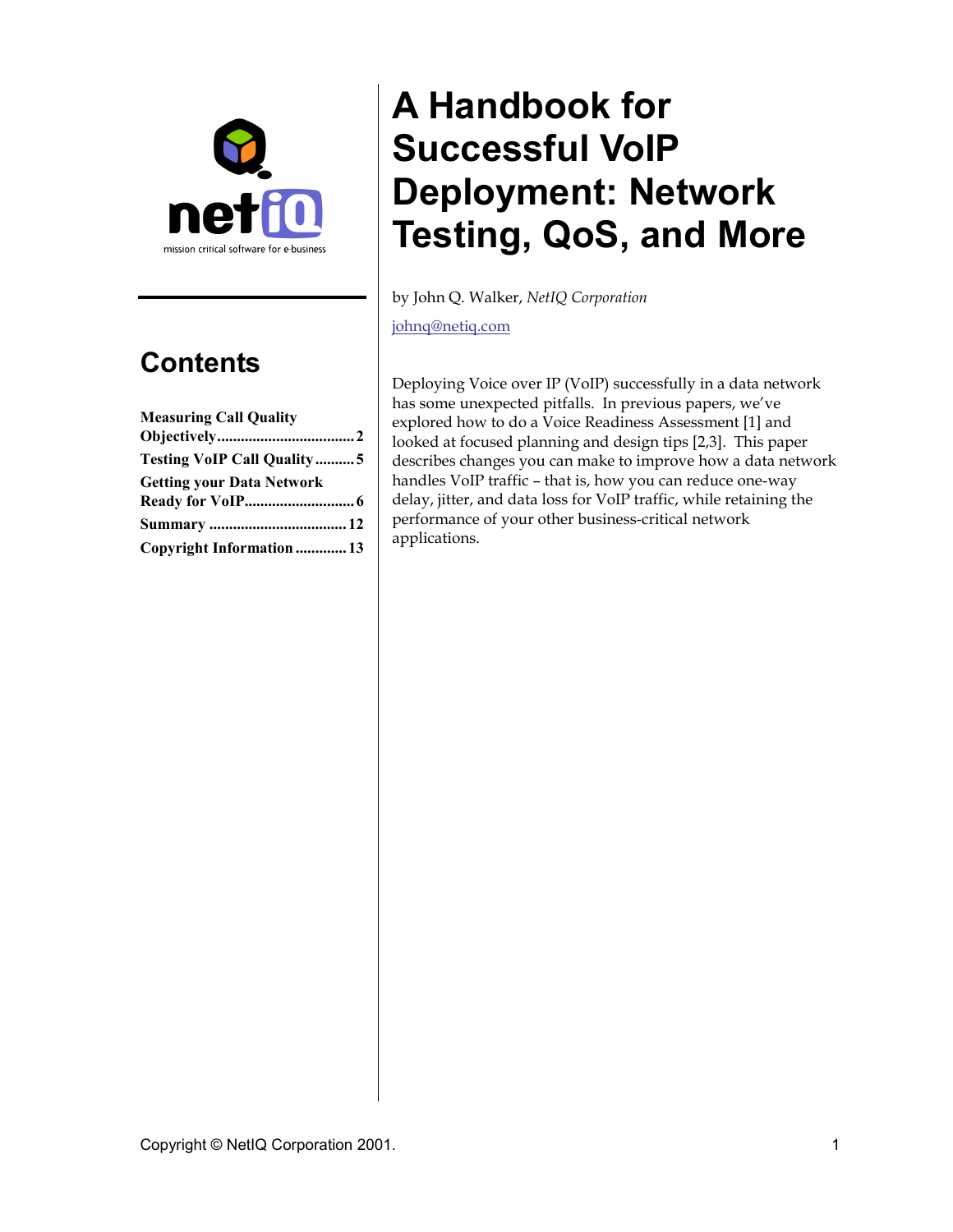# A Handbook for Successful VoIP Deployment: Network Testing, QoS, and More

by John Q. Walker, *NetIQ Corporation*

johnq@netiq.com

## Contents

**Measuring Call Quality Objectively** .... 2
**Testing VoIP Call Quality** .... 5
**Getting your Data Network Ready for VoIP** .... 6
**Summary** .... 12
**Copyright Information** .... 13

Deploying Voice over IP (VoIP) successfully in a data network has some unexpected pitfalls. In previous papers, we've explored how to do a Voice Readiness Assessment [1] and looked at focused planning and design tips [2,3]. This paper describes changes you can make to improve how a data network handles VoIP traffic – that is, how you can reduce one-way delay, jitter, and data loss for VoIP traffic, while retaining the performance of your other business-critical network applications.

Copyright © NetIQ Corporation 2001.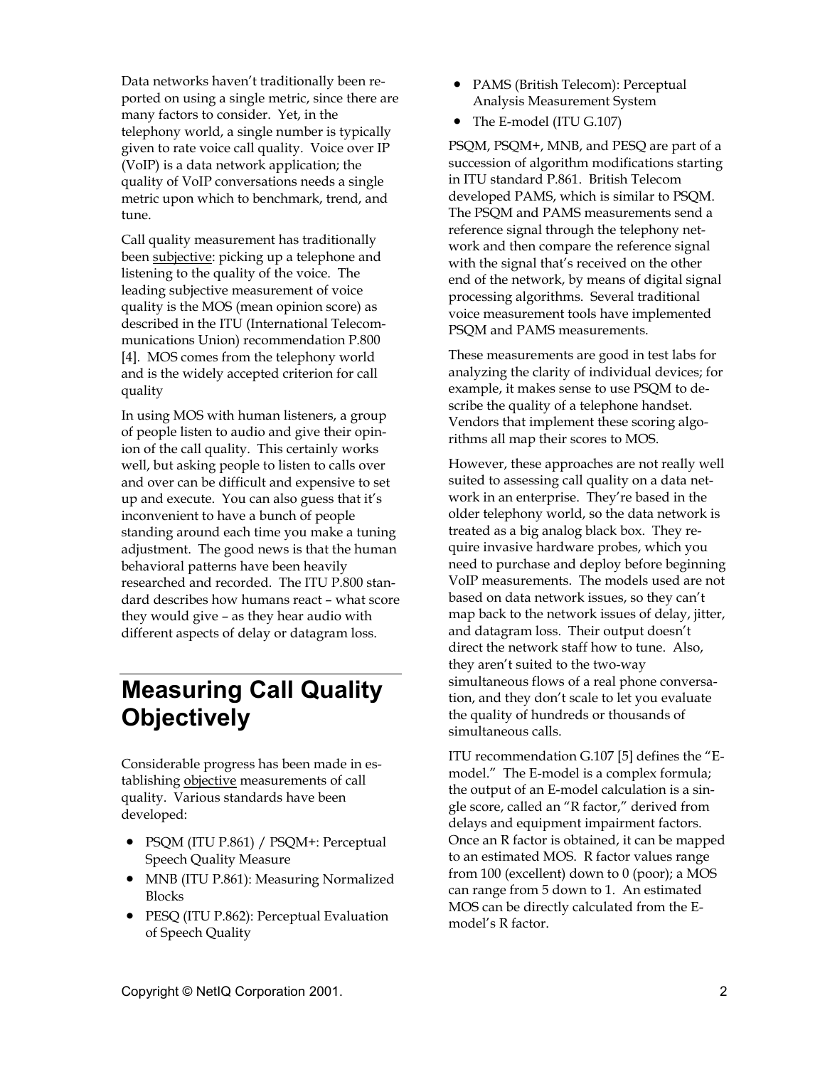Data networks haven't traditionally been reported on using a single metric, since there are many factors to consider. Yet, in the telephony world, a single number is typically given to rate voice call quality. Voice over IP (VoIP) is a data network application; the quality of VoIP conversations needs a single metric upon which to benchmark, trend, and tune.

Call quality measurement has traditionally been subjective: picking up a telephone and listening to the quality of the voice. The leading subjective measurement of voice quality is the MOS (mean opinion score) as described in the ITU (International Telecommunications Union) recommendation P.800 [4]. MOS comes from the telephony world and is the widely accepted criterion for call quality

In using MOS with human listeners, a group of people listen to audio and give their opinion of the call quality. This certainly works well, but asking people to listen to calls over and over can be difficult and expensive to set up and execute. You can also guess that it's inconvenient to have a bunch of people standing around each time you make a tuning adjustment. The good news is that the human behavioral patterns have been heavily researched and recorded. The ITU P.800 standard describes how humans react – what score they would give – as they hear audio with different aspects of delay or datagram loss.

# Measuring Call Quality Objectively

Considerable progress has been made in establishing objective measurements of call quality. Various standards have been developed:

- PSQM (ITU P.861) / PSQM+: Perceptual Speech Quality Measure
- MNB (ITU P.861): Measuring Normalized Blocks
- PESQ (ITU P.862): Perceptual Evaluation of Speech Quality
- PAMS (British Telecom): Perceptual Analysis Measurement System
- The E-model (ITU G.107)

PSQM, PSQM+, MNB, and PESQ are part of a succession of algorithm modifications starting in ITU standard P.861. British Telecom developed PAMS, which is similar to PSQM. The PSQM and PAMS measurements send a reference signal through the telephony network and then compare the reference signal with the signal that's received on the other end of the network, by means of digital signal processing algorithms. Several traditional voice measurement tools have implemented PSQM and PAMS measurements.

These measurements are good in test labs for analyzing the clarity of individual devices; for example, it makes sense to use PSQM to describe the quality of a telephone handset. Vendors that implement these scoring algorithms all map their scores to MOS.

However, these approaches are not really well suited to assessing call quality on a data network in an enterprise. They're based in the older telephony world, so the data network is treated as a big analog black box. They require invasive hardware probes, which you need to purchase and deploy before beginning VoIP measurements. The models used are not based on data network issues, so they can't map back to the network issues of delay, jitter, and datagram loss. Their output doesn't direct the network staff how to tune. Also, they aren't suited to the two-way simultaneous flows of a real phone conversation, and they don't scale to let you evaluate the quality of hundreds or thousands of simultaneous calls.

ITU recommendation G.107 [5] defines the "E-model." The E-model is a complex formula; the output of an E-model calculation is a single score, called an "R factor," derived from delays and equipment impairment factors. Once an R factor is obtained, it can be mapped to an estimated MOS. R factor values range from 100 (excellent) down to 0 (poor); a MOS can range from 5 down to 1. An estimated MOS can be directly calculated from the E-model's R factor.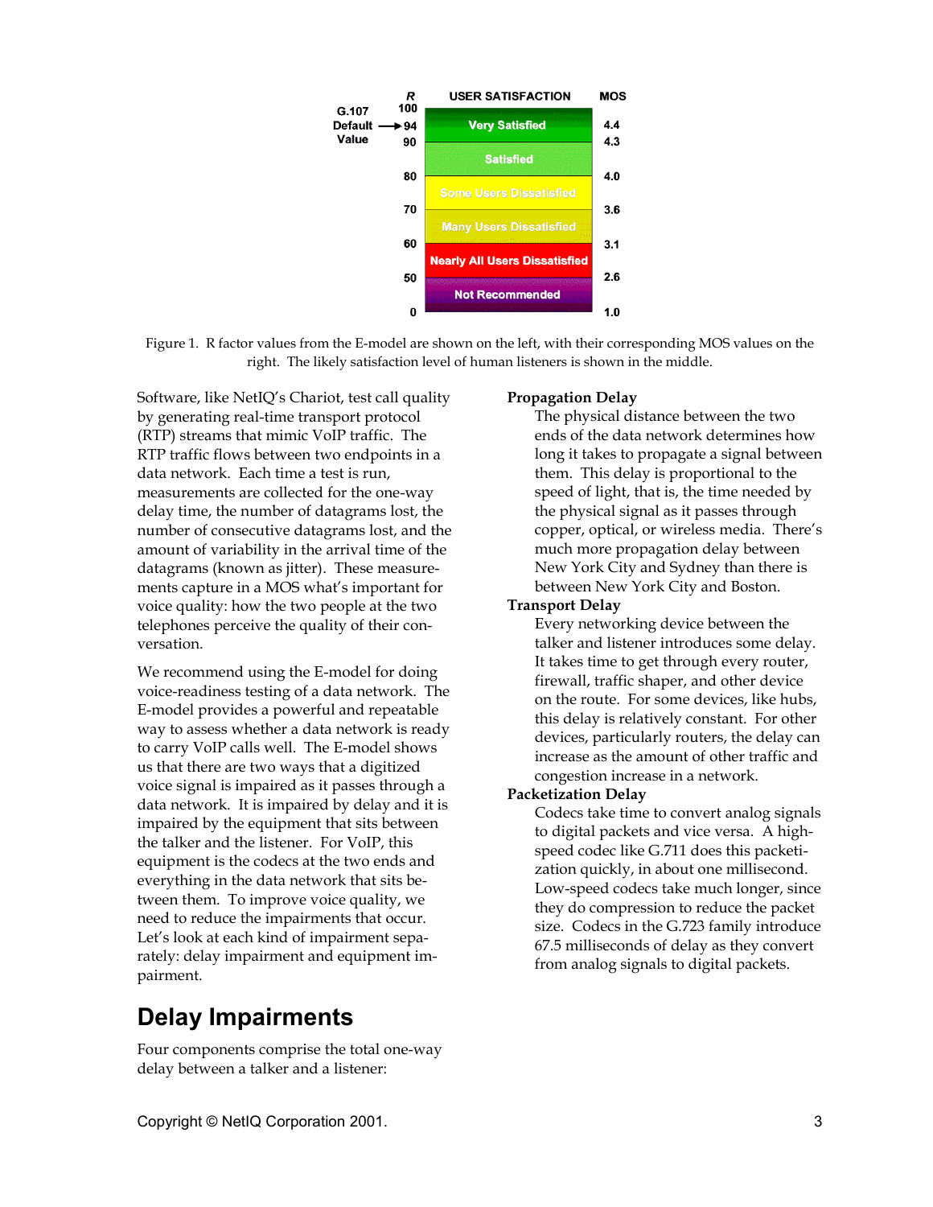| R | USER SATISFACTION | MOS |
|---|---|---|
| 100 | | |
| 94 (G.107 Default Value) | Very Satisfied | 4.4 |
| 90 | | 4.3 |
| | Satisfied | |
| 80 | | 4.0 |
| | Some Users Dissatisfied | |
| 70 | | 3.6 |
| | Many Users Dissatisfied | |
| 60 | | 3.1 |
| | Nearly All Users Dissatisfied | |
| 50 | | 2.6 |
| | Not Recommended | |
| 0 | | 1.0 |

Figure 1. R factor values from the E-model are shown on the left, with their corresponding MOS values on the right. The likely satisfaction level of human listeners is shown in the middle.

Software, like NetIQ's Chariot, test call quality by generating real-time transport protocol (RTP) streams that mimic VoIP traffic. The RTP traffic flows between two endpoints in a data network. Each time a test is run, measurements are collected for the one-way delay time, the number of datagrams lost, the number of consecutive datagrams lost, and the amount of variability in the arrival time of the datagrams (known as jitter). These measurements capture in a MOS what's important for voice quality: how the two people at the two telephones perceive the quality of their conversation.

We recommend using the E-model for doing voice-readiness testing of a data network. The E-model provides a powerful and repeatable way to assess whether a data network is ready to carry VoIP calls well. The E-model shows us that there are two ways that a digitized voice signal is impaired as it passes through a data network. It is impaired by delay and it is impaired by the equipment that sits between the talker and the listener. For VoIP, this equipment is the codecs at the two ends and everything in the data network that sits between them. To improve voice quality, we need to reduce the impairments that occur. Let's look at each kind of impairment separately: delay impairment and equipment impairment.

## Delay Impairments

Four components comprise the total one-way delay between a talker and a listener:

**Propagation Delay**
The physical distance between the two ends of the data network determines how long it takes to propagate a signal between them. This delay is proportional to the speed of light, that is, the time needed by the physical signal as it passes through copper, optical, or wireless media. There's much more propagation delay between New York City and Sydney than there is between New York City and Boston.

**Transport Delay**
Every networking device between the talker and listener introduces some delay. It takes time to get through every router, firewall, traffic shaper, and other device on the route. For some devices, like hubs, this delay is relatively constant. For other devices, particularly routers, the delay can increase as the amount of other traffic and congestion increase in a network.

**Packetization Delay**
Codecs take time to convert analog signals to digital packets and vice versa. A high-speed codec like G.711 does this packetization quickly, in about one millisecond. Low-speed codecs take much longer, since they do compression to reduce the packet size. Codecs in the G.723 family introduce 67.5 milliseconds of delay as they convert from analog signals to digital packets.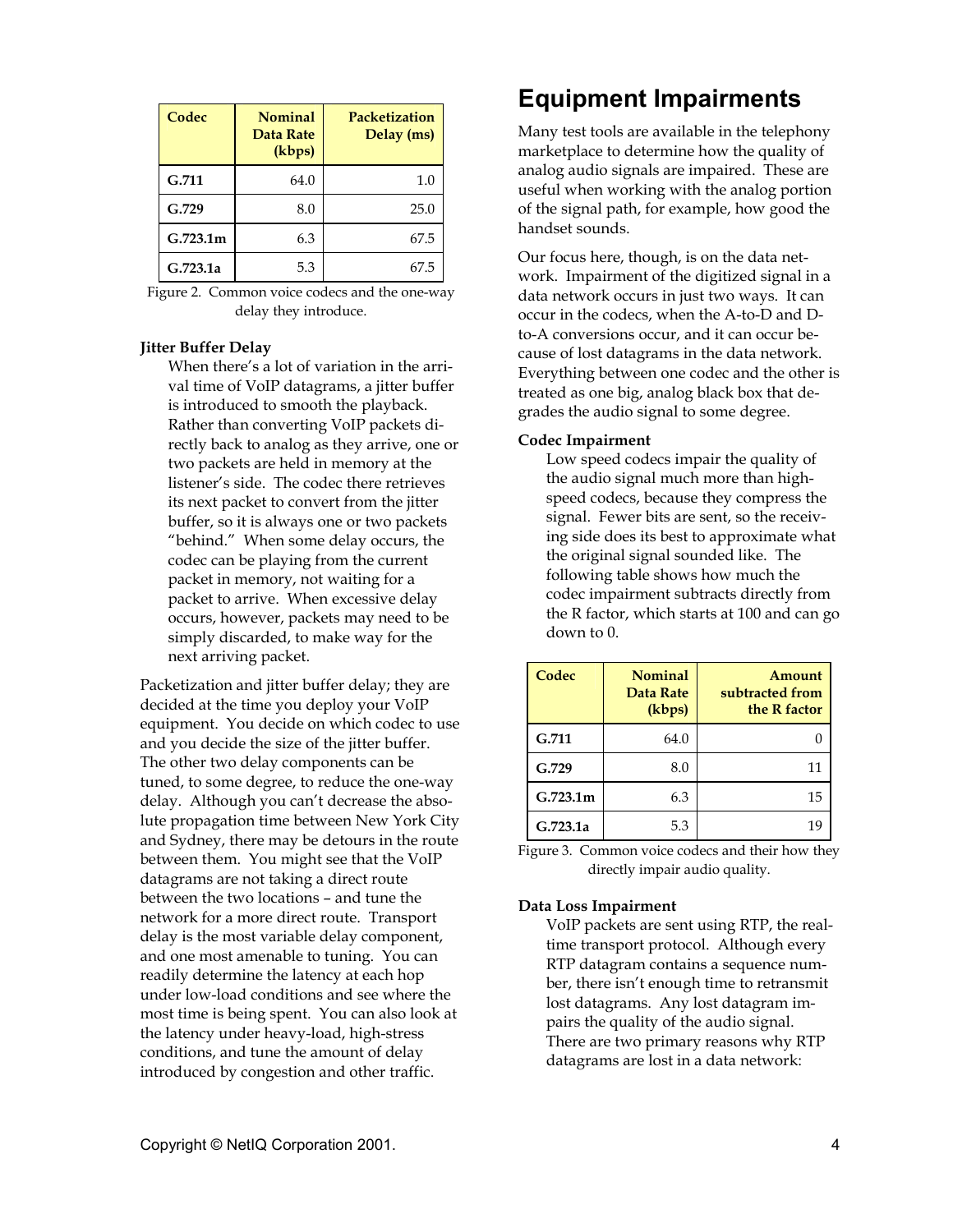| Codec | Nominal Data Rate (kbps) | Packetization Delay (ms) |
|---|---|---|
| G.711 | 64.0 | 1.0 |
| G.729 | 8.0 | 25.0 |
| G.723.1m | 6.3 | 67.5 |
| G.723.1a | 5.3 | 67.5 |

Figure 2. Common voice codecs and the one-way delay they introduce.

**Jitter Buffer Delay**

When there's a lot of variation in the arrival time of VoIP datagrams, a jitter buffer is introduced to smooth the playback. Rather than converting VoIP packets directly back to analog as they arrive, one or two packets are held in memory at the listener's side. The codec there retrieves its next packet to convert from the jitter buffer, so it is always one or two packets "behind." When some delay occurs, the codec can be playing from the current packet in memory, not waiting for a packet to arrive. When excessive delay occurs, however, packets may need to be simply discarded, to make way for the next arriving packet.

Packetization and jitter buffer delay; they are decided at the time you deploy your VoIP equipment. You decide on which codec to use and you decide the size of the jitter buffer. The other two delay components can be tuned, to some degree, to reduce the one-way delay. Although you can't decrease the absolute propagation time between New York City and Sydney, there may be detours in the route between them. You might see that the VoIP datagrams are not taking a direct route between the two locations – and tune the network for a more direct route. Transport delay is the most variable delay component, and one most amenable to tuning. You can readily determine the latency at each hop under low-load conditions and see where the most time is being spent. You can also look at the latency under heavy-load, high-stress conditions, and tune the amount of delay introduced by congestion and other traffic.

# Equipment Impairments

Many test tools are available in the telephony marketplace to determine how the quality of analog audio signals are impaired. These are useful when working with the analog portion of the signal path, for example, how good the handset sounds.

Our focus here, though, is on the data network. Impairment of the digitized signal in a data network occurs in just two ways. It can occur in the codecs, when the A-to-D and D-to-A conversions occur, and it can occur because of lost datagrams in the data network. Everything between one codec and the other is treated as one big, analog black box that degrades the audio signal to some degree.

**Codec Impairment**

Low speed codecs impair the quality of the audio signal much more than high-speed codecs, because they compress the signal. Fewer bits are sent, so the receiving side does its best to approximate what the original signal sounded like. The following table shows how much the codec impairment subtracts directly from the R factor, which starts at 100 and can go down to 0.

| Codec | Nominal Data Rate (kbps) | Amount subtracted from the R factor |
|---|---|---|
| G.711 | 64.0 | 0 |
| G.729 | 8.0 | 11 |
| G.723.1m | 6.3 | 15 |
| G.723.1a | 5.3 | 19 |

Figure 3. Common voice codecs and their how they directly impair audio quality.

**Data Loss Impairment**

VoIP packets are sent using RTP, the real-time transport protocol. Although every RTP datagram contains a sequence number, there isn't enough time to retransmit lost datagrams. Any lost datagram impairs the quality of the audio signal. There are two primary reasons why RTP datagrams are lost in a data network: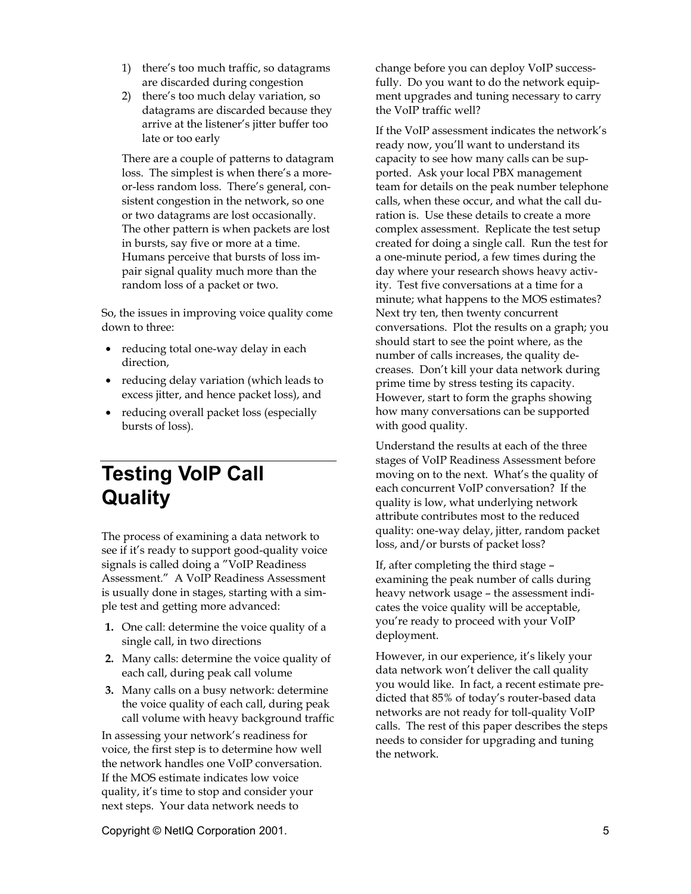1) there's too much traffic, so datagrams are discarded during congestion
2) there's too much delay variation, so datagrams are discarded because they arrive at the listener's jitter buffer too late or too early

There are a couple of patterns to datagram loss. The simplest is when there's a more-or-less random loss. There's general, consistent congestion in the network, so one or two datagrams are lost occasionally. The other pattern is when packets are lost in bursts, say five or more at a time. Humans perceive that bursts of loss impair signal quality much more than the random loss of a packet or two.

So, the issues in improving voice quality come down to three:

- reducing total one-way delay in each direction,
- reducing delay variation (which leads to excess jitter, and hence packet loss), and
- reducing overall packet loss (especially bursts of loss).

# Testing VoIP Call Quality

The process of examining a data network to see if it's ready to support good-quality voice signals is called doing a "VoIP Readiness Assessment." A VoIP Readiness Assessment is usually done in stages, starting with a simple test and getting more advanced:

1. **One call:** determine the voice quality of a single call, in two directions
2. **Many calls:** determine the voice quality of each call, during peak call volume
3. **Many calls on a busy network:** determine the voice quality of each call, during peak call volume with heavy background traffic

In assessing your network's readiness for voice, the first step is to determine how well the network handles one VoIP conversation. If the MOS estimate indicates low voice quality, it's time to stop and consider your next steps. Your data network needs to change before you can deploy VoIP successfully. Do you want to do the network equipment upgrades and tuning necessary to carry the VoIP traffic well?

If the VoIP assessment indicates the network's ready now, you'll want to understand its capacity to see how many calls can be supported. Ask your local PBX management team for details on the peak number telephone calls, when these occur, and what the call duration is. Use these details to create a more complex assessment. Replicate the test setup created for doing a single call. Run the test for a one-minute period, a few times during the day where your research shows heavy activity. Test five conversations at a time for a minute; what happens to the MOS estimates? Next try ten, then twenty concurrent conversations. Plot the results on a graph; you should start to see the point where, as the number of calls increases, the quality decreases. Don't kill your data network during prime time by stress testing its capacity. However, start to form the graphs showing how many conversations can be supported with good quality.

Understand the results at each of the three stages of VoIP Readiness Assessment before moving on to the next. What's the quality of each concurrent VoIP conversation? If the quality is low, what underlying network attribute contributes most to the reduced quality: one-way delay, jitter, random packet loss, and/or bursts of packet loss?

If, after completing the third stage – examining the peak number of calls during heavy network usage – the assessment indicates the voice quality will be acceptable, you're ready to proceed with your VoIP deployment.

However, in our experience, it's likely your data network won't deliver the call quality you would like. In fact, a recent estimate predicted that 85% of today's router-based data networks are not ready for toll-quality VoIP calls. The rest of this paper describes the steps needs to consider for upgrading and tuning the network.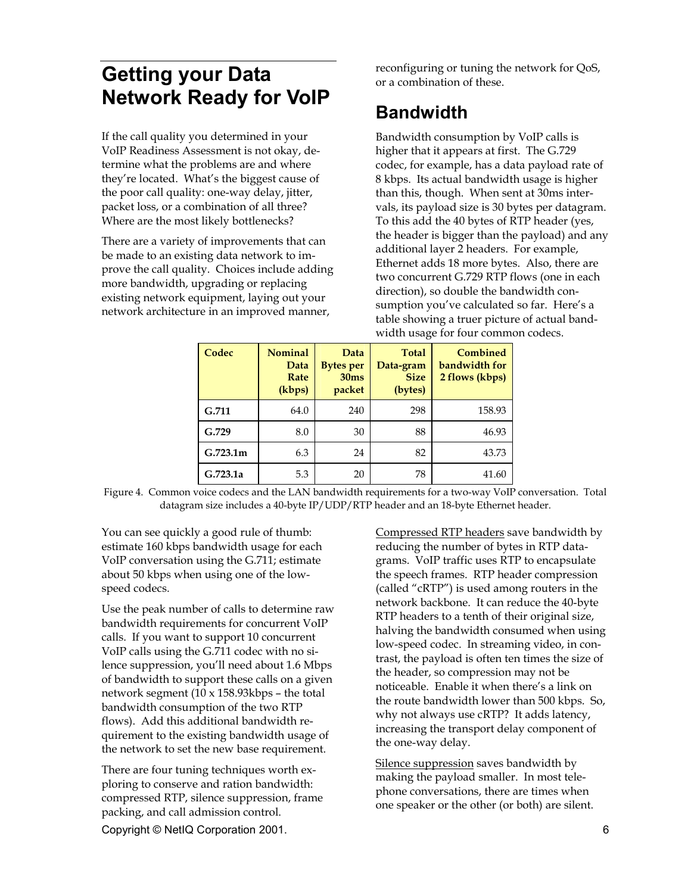# Getting your Data Network Ready for VoIP

If the call quality you determined in your VoIP Readiness Assessment is not okay, determine what the problems are and where they're located. What's the biggest cause of the poor call quality: one-way delay, jitter, packet loss, or a combination of all three? Where are the most likely bottlenecks?

There are a variety of improvements that can be made to an existing data network to improve the call quality. Choices include adding more bandwidth, upgrading or replacing existing network equipment, laying out your network architecture in an improved manner, reconfiguring or tuning the network for QoS, or a combination of these.

## Bandwidth

Bandwidth consumption by VoIP calls is higher that it appears at first. The G.729 codec, for example, has a data payload rate of 8 kbps. Its actual bandwidth usage is higher than this, though. When sent at 30ms intervals, its payload size is 30 bytes per datagram. To this add the 40 bytes of RTP header (yes, the header is bigger than the payload) and any additional layer 2 headers. For example, Ethernet adds 18 more bytes. Also, there are two concurrent G.729 RTP flows (one in each direction), so double the bandwidth consumption you've calculated so far. Here's a table showing a truer picture of actual bandwidth usage for four common codecs.

| Codec | Nominal Data Rate (kbps) | Data Bytes per 30ms packet | Total Data-gram Size (bytes) | Combined bandwidth for 2 flows (kbps) |
|---|---|---|---|---|
| **G.711** | 64.0 | 240 | 298 | 158.93 |
| **G.729** | 8.0 | 30 | 88 | 46.93 |
| **G.723.1m** | 6.3 | 24 | 82 | 43.73 |
| **G.723.1a** | 5.3 | 20 | 78 | 41.60 |

Figure 4. Common voice codecs and the LAN bandwidth requirements for a two-way VoIP conversation. Total datagram size includes a 40-byte IP/UDP/RTP header and an 18-byte Ethernet header.

You can see quickly a good rule of thumb: estimate 160 kbps bandwidth usage for each VoIP conversation using the G.711; estimate about 50 kbps when using one of the low-speed codecs.

Use the peak number of calls to determine raw bandwidth requirements for concurrent VoIP calls. If you want to support 10 concurrent VoIP calls using the G.711 codec with no silence suppression, you'll need about 1.6 Mbps of bandwidth to support these calls on a given network segment (10 x 158.93kbps – the total bandwidth consumption of the two RTP flows). Add this additional bandwidth requirement to the existing bandwidth usage of the network to set the new base requirement.

There are four tuning techniques worth exploring to conserve and ration bandwidth: compressed RTP, silence suppression, frame packing, and call admission control.

Compressed RTP headers save bandwidth by reducing the number of bytes in RTP datagrams. VoIP traffic uses RTP to encapsulate the speech frames. RTP header compression (called "cRTP") is used among routers in the network backbone. It can reduce the 40-byte RTP headers to a tenth of their original size, halving the bandwidth consumed when using low-speed codec. In streaming video, in contrast, the payload is often ten times the size of the header, so compression may not be noticeable. Enable it when there's a link on the route bandwidth lower than 500 kbps. So, why not always use cRTP? It adds latency, increasing the transport delay component of the one-way delay.

Silence suppression saves bandwidth by making the payload smaller. In most telephone conversations, there are times when one speaker or the other (or both) are silent.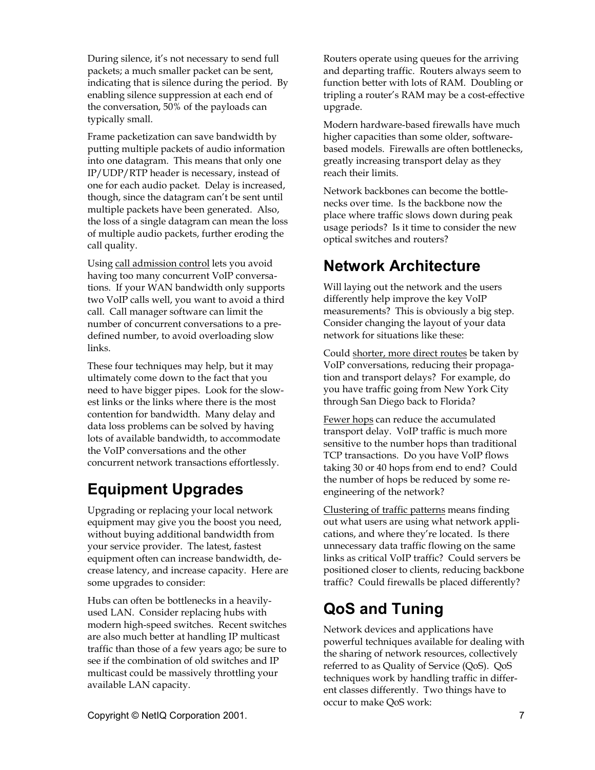During silence, it's not necessary to send full packets; a much smaller packet can be sent, indicating that is silence during the period. By enabling silence suppression at each end of the conversation, 50% of the payloads can typically small.

Frame packetization can save bandwidth by putting multiple packets of audio information into one datagram. This means that only one IP/UDP/RTP header is necessary, instead of one for each audio packet. Delay is increased, though, since the datagram can't be sent until multiple packets have been generated. Also, the loss of a single datagram can mean the loss of multiple audio packets, further eroding the call quality.

Using call admission control lets you avoid having too many concurrent VoIP conversations. If your WAN bandwidth only supports two VoIP calls well, you want to avoid a third call. Call manager software can limit the number of concurrent conversations to a pre-defined number, to avoid overloading slow links.

These four techniques may help, but it may ultimately come down to the fact that you need to have bigger pipes. Look for the slowest links or the links where there is the most contention for bandwidth. Many delay and data loss problems can be solved by having lots of available bandwidth, to accommodate the VoIP conversations and the other concurrent network transactions effortlessly.

## Equipment Upgrades

Upgrading or replacing your local network equipment may give you the boost you need, without buying additional bandwidth from your service provider. The latest, fastest equipment often can increase bandwidth, decrease latency, and increase capacity. Here are some upgrades to consider:

Hubs can often be bottlenecks in a heavily-used LAN. Consider replacing hubs with modern high-speed switches. Recent switches are also much better at handling IP multicast traffic than those of a few years ago; be sure to see if the combination of old switches and IP multicast could be massively throttling your available LAN capacity.

Routers operate using queues for the arriving and departing traffic. Routers always seem to function better with lots of RAM. Doubling or tripling a router's RAM may be a cost-effective upgrade.

Modern hardware-based firewalls have much higher capacities than some older, software-based models. Firewalls are often bottlenecks, greatly increasing transport delay as they reach their limits.

Network backbones can become the bottlenecks over time. Is the backbone now the place where traffic slows down during peak usage periods? Is it time to consider the new optical switches and routers?

## Network Architecture

Will laying out the network and the users differently help improve the key VoIP measurements? This is obviously a big step. Consider changing the layout of your data network for situations like these:

Could shorter, more direct routes be taken by VoIP conversations, reducing their propagation and transport delays? For example, do you have traffic going from New York City through San Diego back to Florida?

Fewer hops can reduce the accumulated transport delay. VoIP traffic is much more sensitive to the number hops than traditional TCP transactions. Do you have VoIP flows taking 30 or 40 hops from end to end? Could the number of hops be reduced by some re-engineering of the network?

Clustering of traffic patterns means finding out what users are using what network applications, and where they're located. Is there unnecessary data traffic flowing on the same links as critical VoIP traffic? Could servers be positioned closer to clients, reducing backbone traffic? Could firewalls be placed differently?

## QoS and Tuning

Network devices and applications have powerful techniques available for dealing with the sharing of network resources, collectively referred to as Quality of Service (QoS). QoS techniques work by handling traffic in different classes differently. Two things have to occur to make QoS work: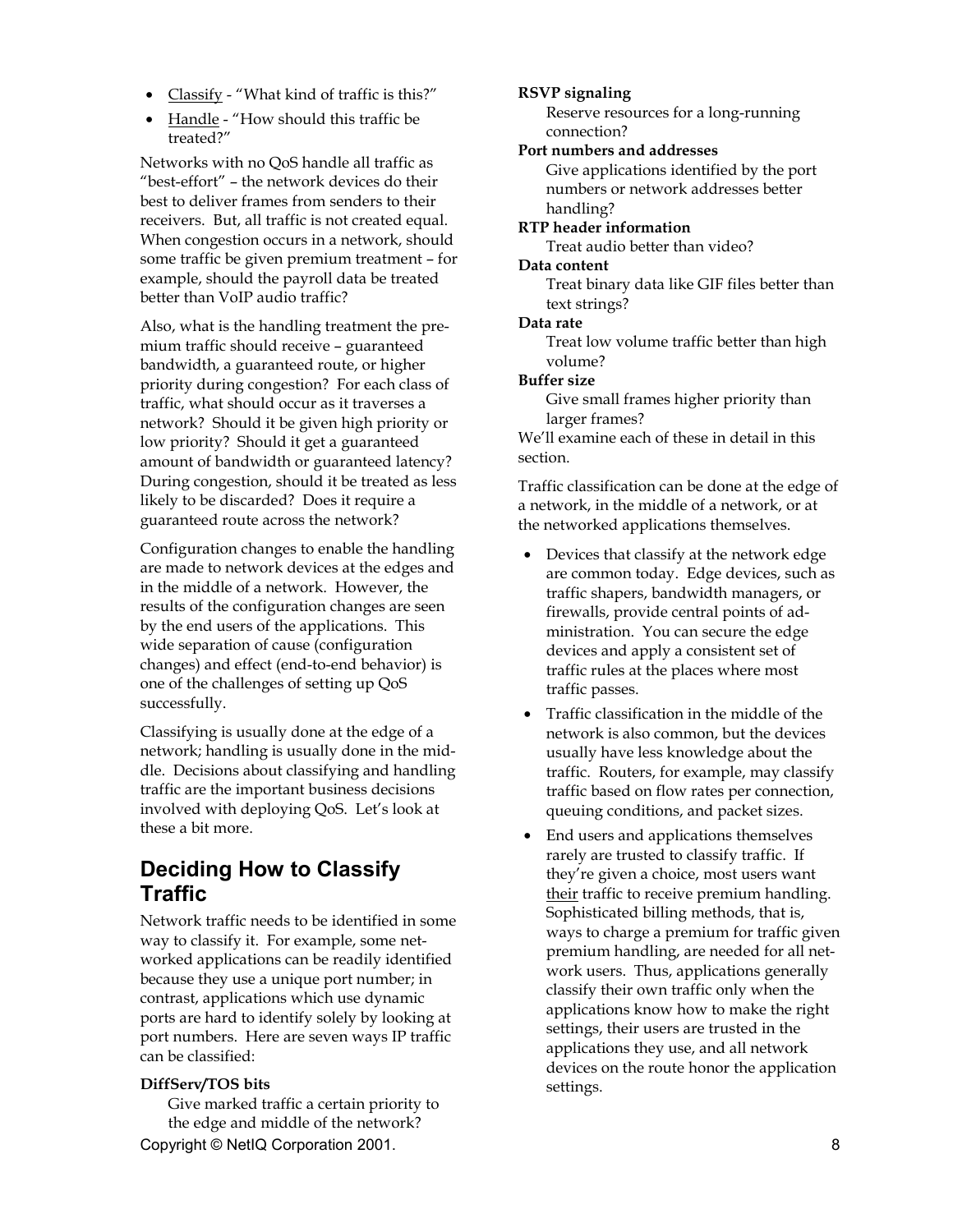- Classify - "What kind of traffic is this?"
- Handle - "How should this traffic be treated?"

Networks with no QoS handle all traffic as "best-effort" – the network devices do their best to deliver frames from senders to their receivers. But, all traffic is not created equal. When congestion occurs in a network, should some traffic be given premium treatment – for example, should the payroll data be treated better than VoIP audio traffic?

Also, what is the handling treatment the premium traffic should receive – guaranteed bandwidth, a guaranteed route, or higher priority during congestion? For each class of traffic, what should occur as it traverses a network? Should it be given high priority or low priority? Should it get a guaranteed amount of bandwidth or guaranteed latency? During congestion, should it be treated as less likely to be discarded? Does it require a guaranteed route across the network?

Configuration changes to enable the handling are made to network devices at the edges and in the middle of a network. However, the results of the configuration changes are seen by the end users of the applications. This wide separation of cause (configuration changes) and effect (end-to-end behavior) is one of the challenges of setting up QoS successfully.

Classifying is usually done at the edge of a network; handling is usually done in the middle. Decisions about classifying and handling traffic are the important business decisions involved with deploying QoS. Let's look at these a bit more.

## Deciding How to Classify Traffic

Network traffic needs to be identified in some way to classify it. For example, some networked applications can be readily identified because they use a unique port number; in contrast, applications which use dynamic ports are hard to identify solely by looking at port numbers. Here are seven ways IP traffic can be classified:

**DiffServ/TOS bits**
Give marked traffic a certain priority to the edge and middle of the network?

**RSVP signaling**
Reserve resources for a long-running connection?

**Port numbers and addresses**
Give applications identified by the port numbers or network addresses better handling?

**RTP header information**
Treat audio better than video?

**Data content**
Treat binary data like GIF files better than text strings?

**Data rate**
Treat low volume traffic better than high volume?

**Buffer size**
Give small frames higher priority than larger frames?

We'll examine each of these in detail in this section.

Traffic classification can be done at the edge of a network, in the middle of a network, or at the networked applications themselves.

- Devices that classify at the network edge are common today. Edge devices, such as traffic shapers, bandwidth managers, or firewalls, provide central points of administration. You can secure the edge devices and apply a consistent set of traffic rules at the places where most traffic passes.
- Traffic classification in the middle of the network is also common, but the devices usually have less knowledge about the traffic. Routers, for example, may classify traffic based on flow rates per connection, queuing conditions, and packet sizes.
- End users and applications themselves rarely are trusted to classify traffic. If they're given a choice, most users want their traffic to receive premium handling. Sophisticated billing methods, that is, ways to charge a premium for traffic given premium handling, are needed for all network users. Thus, applications generally classify their own traffic only when the applications know how to make the right settings, their users are trusted in the applications they use, and all network devices on the route honor the application settings.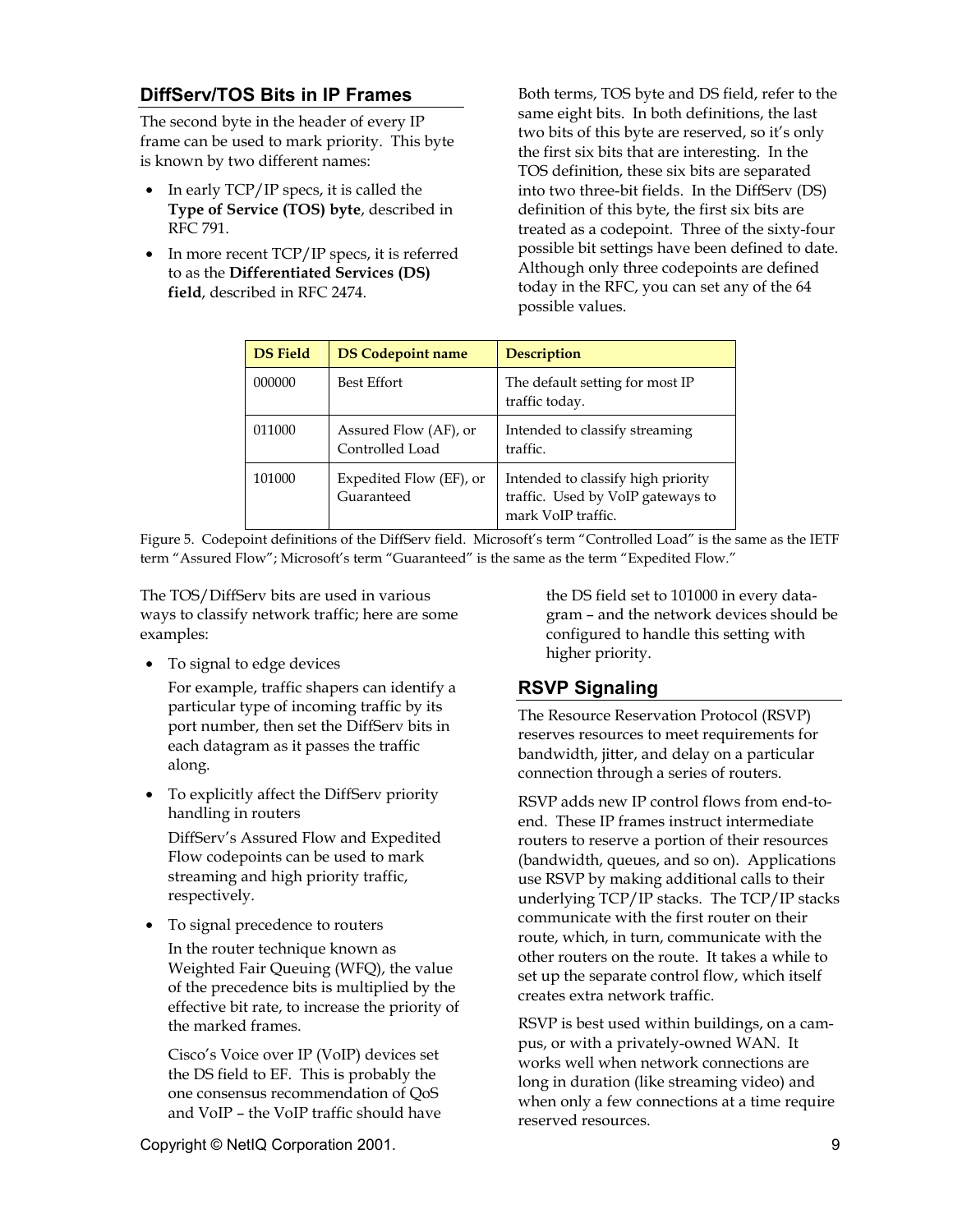## DiffServ/TOS Bits in IP Frames

The second byte in the header of every IP frame can be used to mark priority. This byte is known by two different names:

- In early TCP/IP specs, it is called the **Type of Service (TOS) byte**, described in RFC 791.
- In more recent TCP/IP specs, it is referred to as the **Differentiated Services (DS) field**, described in RFC 2474.

Both terms, TOS byte and DS field, refer to the same eight bits. In both definitions, the last two bits of this byte are reserved, so it's only the first six bits that are interesting. In the TOS definition, these six bits are separated into two three-bit fields. In the DiffServ (DS) definition of this byte, the first six bits are treated as a codepoint. Three of the sixty-four possible bit settings have been defined to date. Although only three codepoints are defined today in the RFC, you can set any of the 64 possible values.

| DS Field | DS Codepoint name | Description |
|---|---|---|
| 000000 | Best Effort | The default setting for most IP traffic today. |
| 011000 | Assured Flow (AF), or Controlled Load | Intended to classify streaming traffic. |
| 101000 | Expedited Flow (EF), or Guaranteed | Intended to classify high priority traffic. Used by VoIP gateways to mark VoIP traffic. |

Figure 5. Codepoint definitions of the DiffServ field. Microsoft's term "Controlled Load" is the same as the IETF term "Assured Flow"; Microsoft's term "Guaranteed" is the same as the term "Expedited Flow."

The TOS/DiffServ bits are used in various ways to classify network traffic; here are some examples:

- To signal to edge devices

  For example, traffic shapers can identify a particular type of incoming traffic by its port number, then set the DiffServ bits in each datagram as it passes the traffic along.

- To explicitly affect the DiffServ priority handling in routers

  DiffServ's Assured Flow and Expedited Flow codepoints can be used to mark streaming and high priority traffic, respectively.

- To signal precedence to routers

  In the router technique known as Weighted Fair Queuing (WFQ), the value of the precedence bits is multiplied by the effective bit rate, to increase the priority of the marked frames.

  Cisco's Voice over IP (VoIP) devices set the DS field to EF. This is probably the one consensus recommendation of QoS and VoIP – the VoIP traffic should have the DS field set to 101000 in every datagram – and the network devices should be configured to handle this setting with higher priority.

## RSVP Signaling

The Resource Reservation Protocol (RSVP) reserves resources to meet requirements for bandwidth, jitter, and delay on a particular connection through a series of routers.

RSVP adds new IP control flows from end-to-end. These IP frames instruct intermediate routers to reserve a portion of their resources (bandwidth, queues, and so on). Applications use RSVP by making additional calls to their underlying TCP/IP stacks. The TCP/IP stacks communicate with the first router on their route, which, in turn, communicate with the other routers on the route. It takes a while to set up the separate control flow, which itself creates extra network traffic.

RSVP is best used within buildings, on a campus, or with a privately-owned WAN. It works well when network connections are long in duration (like streaming video) and when only a few connections at a time require reserved resources.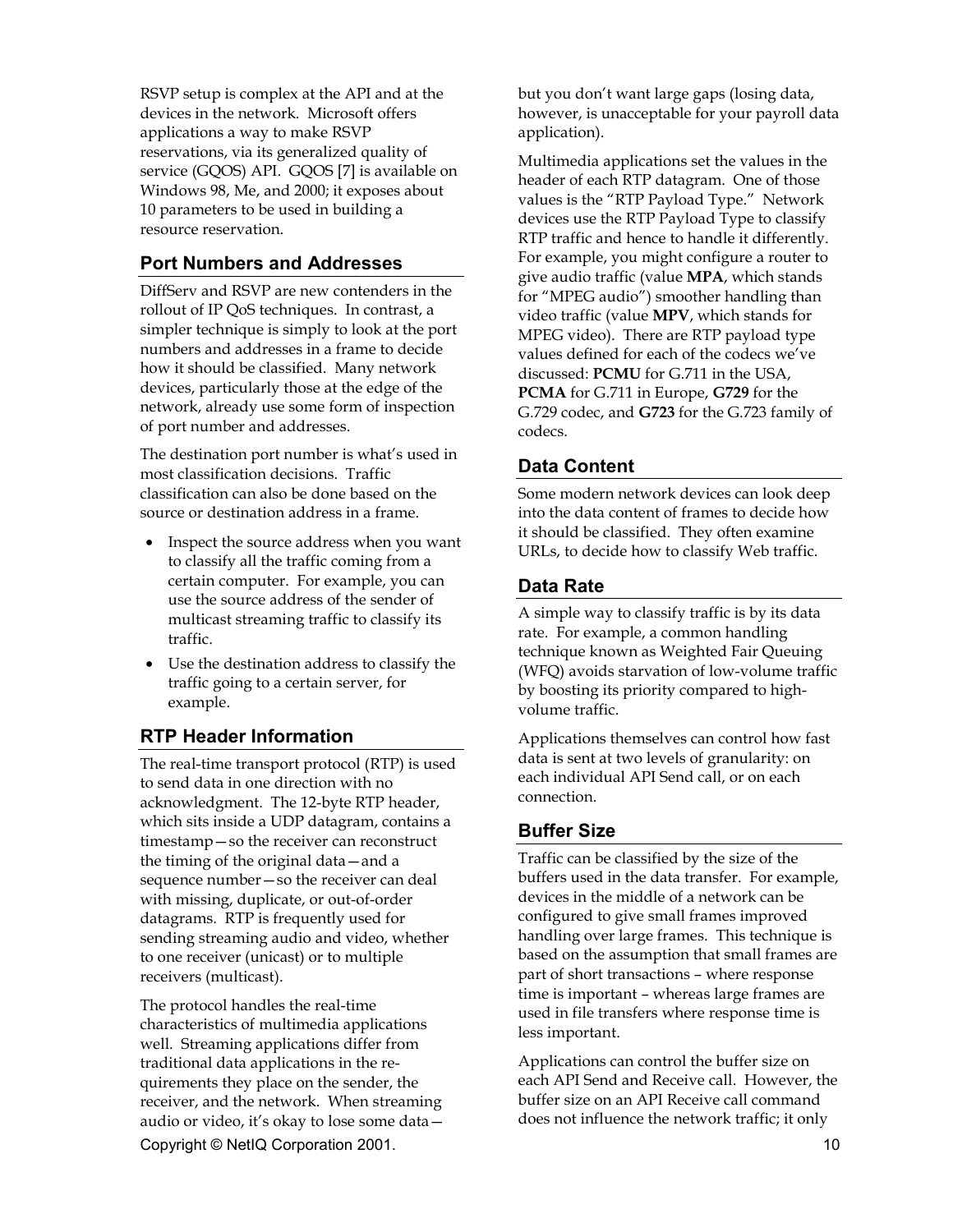RSVP setup is complex at the API and at the devices in the network. Microsoft offers applications a way to make RSVP reservations, via its generalized quality of service (GQOS) API. GQOS [7] is available on Windows 98, Me, and 2000; it exposes about 10 parameters to be used in building a resource reservation.

## Port Numbers and Addresses

DiffServ and RSVP are new contenders in the rollout of IP QoS techniques. In contrast, a simpler technique is simply to look at the port numbers and addresses in a frame to decide how it should be classified. Many network devices, particularly those at the edge of the network, already use some form of inspection of port number and addresses.

The destination port number is what's used in most classification decisions. Traffic classification can also be done based on the source or destination address in a frame.

- Inspect the source address when you want to classify all the traffic coming from a certain computer. For example, you can use the source address of the sender of multicast streaming traffic to classify its traffic.
- Use the destination address to classify the traffic going to a certain server, for example.

## RTP Header Information

The real-time transport protocol (RTP) is used to send data in one direction with no acknowledgment. The 12-byte RTP header, which sits inside a UDP datagram, contains a timestamp—so the receiver can reconstruct the timing of the original data—and a sequence number—so the receiver can deal with missing, duplicate, or out-of-order datagrams. RTP is frequently used for sending streaming audio and video, whether to one receiver (unicast) or to multiple receivers (multicast).

The protocol handles the real-time characteristics of multimedia applications well. Streaming applications differ from traditional data applications in the requirements they place on the sender, the receiver, and the network. When streaming audio or video, it's okay to lose some data—but you don't want large gaps (losing data, however, is unacceptable for your payroll data application).

Multimedia applications set the values in the header of each RTP datagram. One of those values is the "RTP Payload Type." Network devices use the RTP Payload Type to classify RTP traffic and hence to handle it differently. For example, you might configure a router to give audio traffic (value **MPA**, which stands for "MPEG audio") smoother handling than video traffic (value **MPV**, which stands for MPEG video). There are RTP payload type values defined for each of the codecs we've discussed: **PCMU** for G.711 in the USA, **PCMA** for G.711 in Europe, **G729** for the G.729 codec, and **G723** for the G.723 family of codecs.

## Data Content

Some modern network devices can look deep into the data content of frames to decide how it should be classified. They often examine URLs, to decide how to classify Web traffic.

## Data Rate

A simple way to classify traffic is by its data rate. For example, a common handling technique known as Weighted Fair Queuing (WFQ) avoids starvation of low-volume traffic by boosting its priority compared to high-volume traffic.

Applications themselves can control how fast data is sent at two levels of granularity: on each individual API Send call, or on each connection.

## Buffer Size

Traffic can be classified by the size of the buffers used in the data transfer. For example, devices in the middle of a network can be configured to give small frames improved handling over large frames. This technique is based on the assumption that small frames are part of short transactions – where response time is important – whereas large frames are used in file transfers where response time is less important.

Applications can control the buffer size on each API Send and Receive call. However, the buffer size on an API Receive call command does not influence the network traffic; it only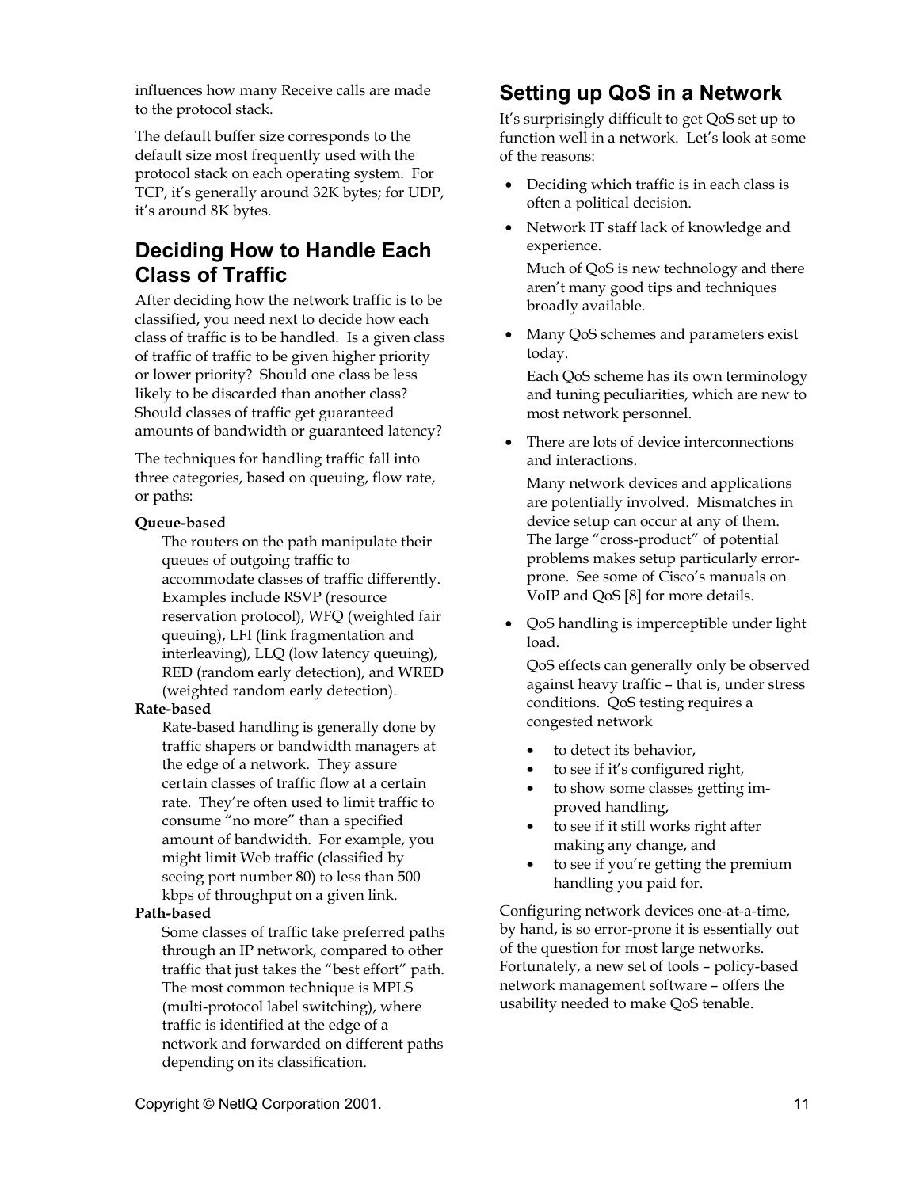influences how many Receive calls are made to the protocol stack.

The default buffer size corresponds to the default size most frequently used with the protocol stack on each operating system. For TCP, it's generally around 32K bytes; for UDP, it's around 8K bytes.

## Deciding How to Handle Each Class of Traffic

After deciding how the network traffic is to be classified, you need next to decide how each class of traffic is to be handled. Is a given class of traffic of traffic to be given higher priority or lower priority? Should one class be less likely to be discarded than another class? Should classes of traffic get guaranteed amounts of bandwidth or guaranteed latency?

The techniques for handling traffic fall into three categories, based on queuing, flow rate, or paths:

**Queue-based**

The routers on the path manipulate their queues of outgoing traffic to accommodate classes of traffic differently. Examples include RSVP (resource reservation protocol), WFQ (weighted fair queuing), LFI (link fragmentation and interleaving), LLQ (low latency queuing), RED (random early detection), and WRED (weighted random early detection).

**Rate-based**

Rate-based handling is generally done by traffic shapers or bandwidth managers at the edge of a network. They assure certain classes of traffic flow at a certain rate. They're often used to limit traffic to consume "no more" than a specified amount of bandwidth. For example, you might limit Web traffic (classified by seeing port number 80) to less than 500 kbps of throughput on a given link.

**Path-based**

Some classes of traffic take preferred paths through an IP network, compared to other traffic that just takes the "best effort" path. The most common technique is MPLS (multi-protocol label switching), where traffic is identified at the edge of a network and forwarded on different paths depending on its classification.

## Setting up QoS in a Network

It's surprisingly difficult to get QoS set up to function well in a network. Let's look at some of the reasons:

- Deciding which traffic is in each class is often a political decision.
- Network IT staff lack of knowledge and experience.

  Much of QoS is new technology and there aren't many good tips and techniques broadly available.
- Many QoS schemes and parameters exist today.

  Each QoS scheme has its own terminology and tuning peculiarities, which are new to most network personnel.
- There are lots of device interconnections and interactions.

  Many network devices and applications are potentially involved. Mismatches in device setup can occur at any of them. The large "cross-product" of potential problems makes setup particularly error-prone. See some of Cisco's manuals on VoIP and QoS [8] for more details.
- QoS handling is imperceptible under light load.

  QoS effects can generally only be observed against heavy traffic – that is, under stress conditions. QoS testing requires a congested network

  - to detect its behavior,
  - to see if it's configured right,
  - to show some classes getting improved handling,
  - to see if it still works right after making any change, and
  - to see if you're getting the premium handling you paid for.

Configuring network devices one-at-a-time, by hand, is so error-prone it is essentially out of the question for most large networks. Fortunately, a new set of tools – policy-based network management software – offers the usability needed to make QoS tenable.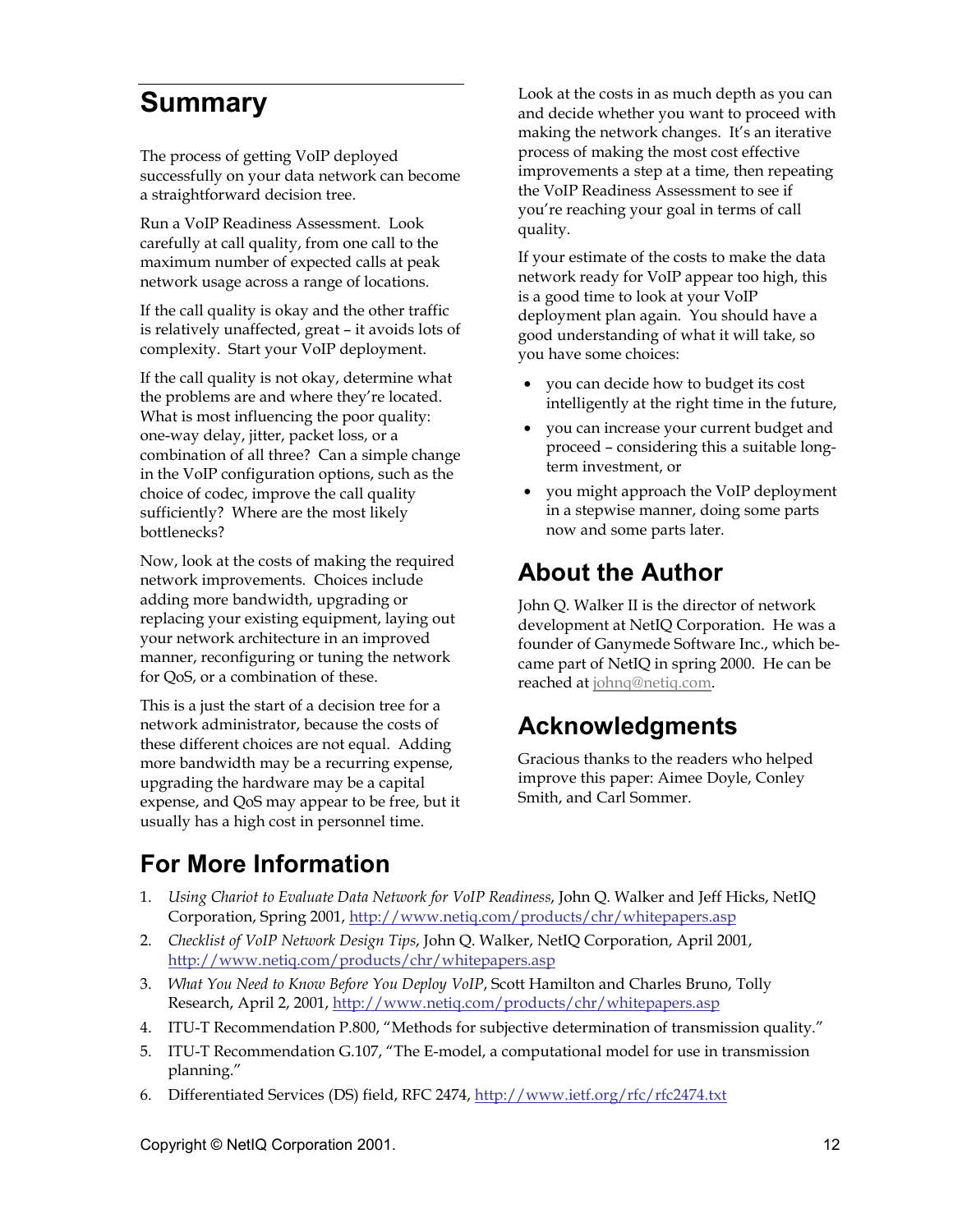## Summary

The process of getting VoIP deployed successfully on your data network can become a straightforward decision tree.

Run a VoIP Readiness Assessment. Look carefully at call quality, from one call to the maximum number of expected calls at peak network usage across a range of locations.

If the call quality is okay and the other traffic is relatively unaffected, great – it avoids lots of complexity. Start your VoIP deployment.

If the call quality is not okay, determine what the problems are and where they're located. What is most influencing the poor quality: one-way delay, jitter, packet loss, or a combination of all three? Can a simple change in the VoIP configuration options, such as the choice of codec, improve the call quality sufficiently? Where are the most likely bottlenecks?

Now, look at the costs of making the required network improvements. Choices include adding more bandwidth, upgrading or replacing your existing equipment, laying out your network architecture in an improved manner, reconfiguring or tuning the network for QoS, or a combination of these.

This is a just the start of a decision tree for a network administrator, because the costs of these different choices are not equal. Adding more bandwidth may be a recurring expense, upgrading the hardware may be a capital expense, and QoS may appear to be free, but it usually has a high cost in personnel time.

Look at the costs in as much depth as you can and decide whether you want to proceed with making the network changes. It's an iterative process of making the most cost effective improvements a step at a time, then repeating the VoIP Readiness Assessment to see if you're reaching your goal in terms of call quality.

If your estimate of the costs to make the data network ready for VoIP appear too high, this is a good time to look at your VoIP deployment plan again. You should have a good understanding of what it will take, so you have some choices:

- you can decide how to budget its cost intelligently at the right time in the future,
- you can increase your current budget and proceed – considering this a suitable long-term investment, or
- you might approach the VoIP deployment in a stepwise manner, doing some parts now and some parts later.

## About the Author

John Q. Walker II is the director of network development at NetIQ Corporation. He was a founder of Ganymede Software Inc., which became part of NetIQ in spring 2000. He can be reached at johnq@netiq.com.

## Acknowledgments

Gracious thanks to the readers who helped improve this paper: Aimee Doyle, Conley Smith, and Carl Sommer.

## For More Information

1. *Using Chariot to Evaluate Data Network for VoIP Readiness*, John Q. Walker and Jeff Hicks, NetIQ Corporation, Spring 2001, http://www.netiq.com/products/chr/whitepapers.asp
2. *Checklist of VoIP Network Design Tips*, John Q. Walker, NetIQ Corporation, April 2001, http://www.netiq.com/products/chr/whitepapers.asp
3. *What You Need to Know Before You Deploy VoIP*, Scott Hamilton and Charles Bruno, Tolly Research, April 2, 2001, http://www.netiq.com/products/chr/whitepapers.asp
4. ITU-T Recommendation P.800, "Methods for subjective determination of transmission quality."
5. ITU-T Recommendation G.107, "The E-model, a computational model for use in transmission planning."
6. Differentiated Services (DS) field, RFC 2474, http://www.ietf.org/rfc/rfc2474.txt

Copyright © NetIQ Corporation 2001.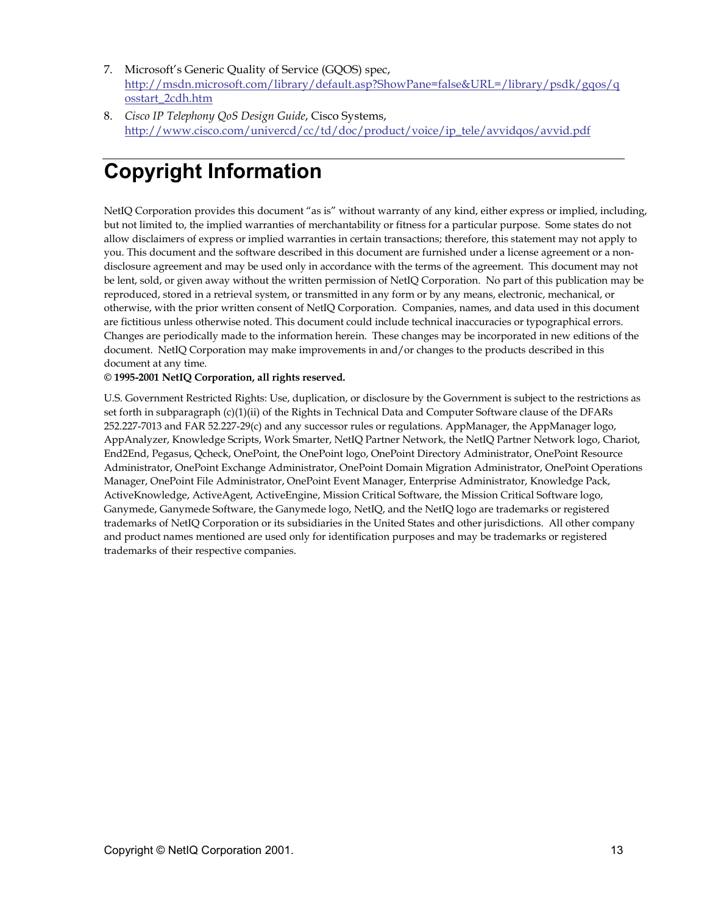7. Microsoft's Generic Quality of Service (GQOS) spec, http://msdn.microsoft.com/library/default.asp?ShowPane=false&URL=/library/psdk/gqos/qosstart_2cdh.htm
8. *Cisco IP Telephony QoS Design Guide*, Cisco Systems, http://www.cisco.com/univercd/cc/td/doc/product/voice/ip_tele/avvidqos/avvid.pdf

# Copyright Information

NetIQ Corporation provides this document "as is" without warranty of any kind, either express or implied, including, but not limited to, the implied warranties of merchantability or fitness for a particular purpose. Some states do not allow disclaimers of express or implied warranties in certain transactions; therefore, this statement may not apply to you. This document and the software described in this document are furnished under a license agreement or a non-disclosure agreement and may be used only in accordance with the terms of the agreement. This document may not be lent, sold, or given away without the written permission of NetIQ Corporation. No part of this publication may be reproduced, stored in a retrieval system, or transmitted in any form or by any means, electronic, mechanical, or otherwise, with the prior written consent of NetIQ Corporation. Companies, names, and data used in this document are fictitious unless otherwise noted. This document could include technical inaccuracies or typographical errors. Changes are periodically made to the information herein. These changes may be incorporated in new editions of the document. NetIQ Corporation may make improvements in and/or changes to the products described in this document at any time.
**© 1995-2001 NetIQ Corporation, all rights reserved.**

U.S. Government Restricted Rights: Use, duplication, or disclosure by the Government is subject to the restrictions as set forth in subparagraph (c)(1)(ii) of the Rights in Technical Data and Computer Software clause of the DFARs 252.227-7013 and FAR 52.227-29(c) and any successor rules or regulations. AppManager, the AppManager logo, AppAnalyzer, Knowledge Scripts, Work Smarter, NetIQ Partner Network, the NetIQ Partner Network logo, Chariot, End2End, Pegasus, Qcheck, OnePoint, the OnePoint logo, OnePoint Directory Administrator, OnePoint Resource Administrator, OnePoint Exchange Administrator, OnePoint Domain Migration Administrator, OnePoint Operations Manager, OnePoint File Administrator, OnePoint Event Manager, Enterprise Administrator, Knowledge Pack, ActiveKnowledge, ActiveAgent, ActiveEngine, Mission Critical Software, the Mission Critical Software logo, Ganymede, Ganymede Software, the Ganymede logo, NetIQ, and the NetIQ logo are trademarks or registered trademarks of NetIQ Corporation or its subsidiaries in the United States and other jurisdictions. All other company and product names mentioned are used only for identification purposes and may be trademarks or registered trademarks of their respective companies.